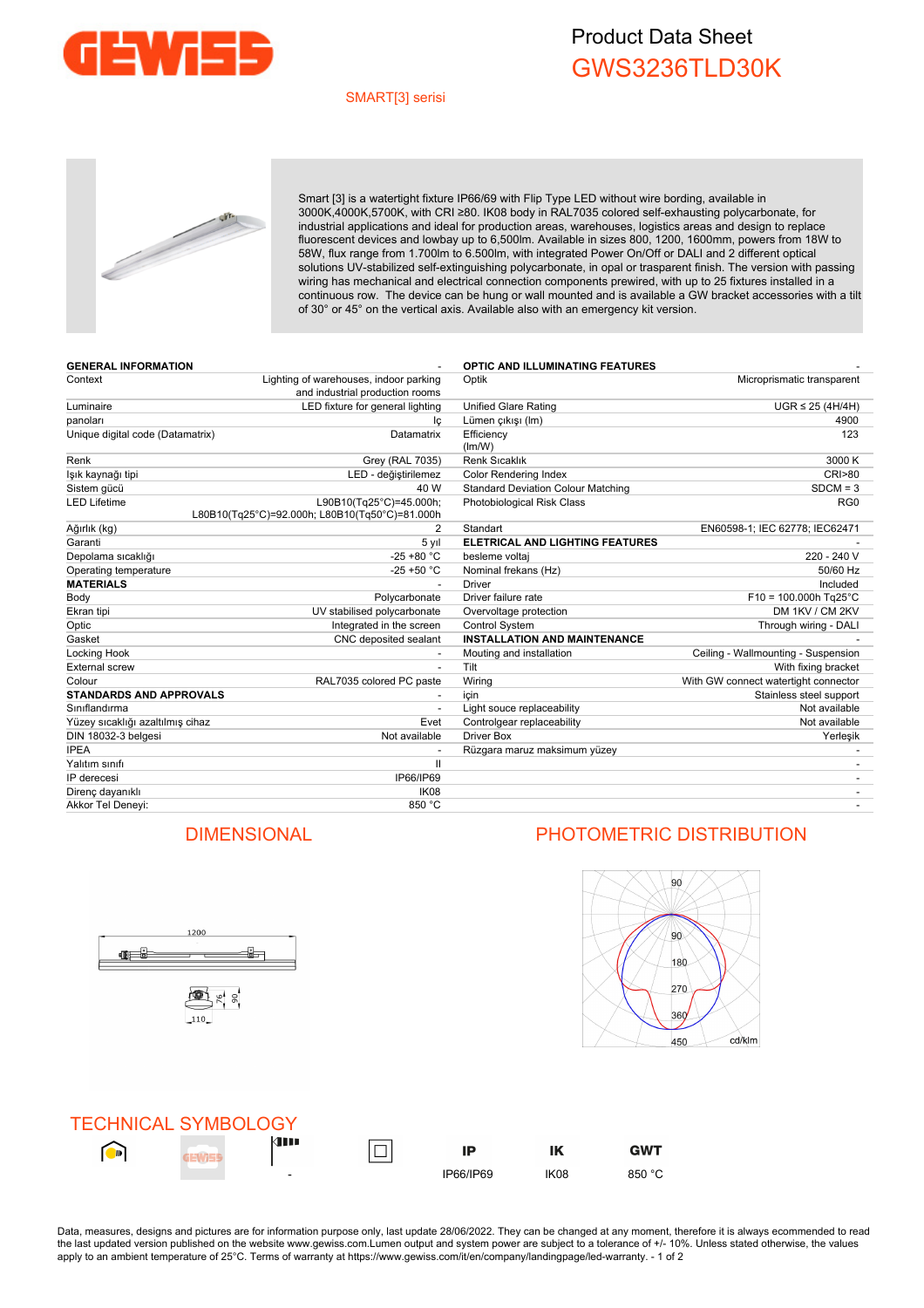# Product Data Sheet

## GWS3236TLD30K

SMART[3] serisi

Smart [3] is a watertight fixture IP66/69 with Flip Type LED without wire bording, available in 3000K,4000K,5700K, with CRI ≥80. IK08 body in RAL7035 colored self-exhausting polycarbonate, for industrial applications and ideal for production areas, warehouses, logistics areas and design to replace fluorescent devices and lowbay up to 6,500lm. Available in sizes 800, 1200, 1600mm, powers from 18W to 58W, flux range from 1.700lm to 6.500lm, with integrated Power On/Off or DALI and 2 different optical solutions UV-stabilized self-extinguishing polycarbonate, in opal or trasparent finish. The version with passing wiring has mechanical and electrical connection components prewired, with up to 25 fixtures installed in a continuous row. The device can be hung or wall mounted and is available a GW bracket accessories with a tilt of 30° or 45° on the vertical axis. Available also with an emergency kit version.

| GENERAL INFORMATION | - |
|---|---|
| Context | Lighting of warehouses, indoor parking and industrial production rooms |
| Luminaire | LED fixture for general lighting |
| panoları | İç |
| Unique digital code (Datamatrix) | Datamatrix |
| Renk | Grey (RAL 7035) |
| Işık kaynağı tipi | LED - değiştirilemez |
| Sistem gücü | 40 W |
| LED Lifetime | L90B10(Tq25°C)=45.000h; L80B10(Tq25°C)=92.000h; L80B10(Tq50°C)=81.000h |
| Ağırlık (kg) | 2 |
| Garanti | 5 yıl |
| Depolama sıcaklığı | -25 +80 °C |
| Operating temperature | -25 +50 °C |
| **MATERIALS** | - |
| Body | Polycarbonate |
| Ekran tipi | UV stabilised polycarbonate |
| Optic | Integrated in the screen |
| Gasket | CNC deposited sealant |
| Locking Hook | - |
| External screw | - |
| Colour | RAL7035 colored PC paste |
| **STANDARDS AND APPROVALS** | - |
| Sınıflandırma | - |
| Yüzey sıcaklığı azaltılmış cihaz | Evet |
| DIN 18032-3 belgesi | Not available |
| IPEA | - |
| Yalıtım sınıfı | II |
| IP derecesi | IP66/IP69 |
| Direnç dayanıklı | IK08 |
| Akkor Tel Deneyi: | 850 °C |

| OPTIC AND ILLUMINATING FEATURES | - |
|---|---|
| Optik | Microprismatic transparent |
| Unified Glare Rating | UGR ≤ 25 (4H/4H) |
| Lümen çıkışı (lm) | 4900 |
| Efficiency (lm/W) | 123 |
| Renk Sıcaklık | 3000 K |
| Color Rendering Index | CRI>80 |
| Standard Deviation Colour Matching | SDCM = 3 |
| Photobiological Risk Class | RG0 |
| Standart | EN60598-1; IEC 62778; IEC62471 |
| **ELETRICAL AND LIGHTING FEATURES** | - |
| besleme voltaj | 220 - 240 V |
| Nominal frekans (Hz) | 50/60 Hz |
| Driver | Included |
| Driver failure rate | F10 = 100.000h Tq25°C |
| Overvoltage protection | DM 1KV / CM 2KV |
| Control System | Through wiring - DALI |
| **INSTALLATION AND MAINTENANCE** | - |
| Mouting and installation | Ceiling - Wallmounting - Suspension |
| Tilt | With fixing bracket |
| Wiring | With GW connect watertight connector |
| için | Stainless steel support |
| Light souce replaceability | Not available |
| Controlgear replaceability | Not available |
| Driver Box | Yerleşik |
| Rüzgara maruz maksimum yüzey | - |

## DIMENSIONAL

1200

110

76

90

## PHOTOMETRIC DISTRIBUTION

90, 90, 180, 270, 360, 450 cd/klm

## TECHNICAL SYMBOLOGY

| | | | | IP | IK | GWT |
|---|---|---|---|---|---|---|
| | | - | | IP66/IP69 | IK08 | 850 °C |

Data, measures, designs and pictures are for information purpose only, last update 28/06/2022. They can be changed at any moment, therefore it is always ecommended to read the last updated version published on the website www.gewiss.com.Lumen output and system power are subject to a tolerance of +/- 10%. Unless stated otherwise, the values apply to an ambient temperature of 25°C. Terms of warranty at https://www.gewiss.com/it/en/company/landingpage/led-warranty.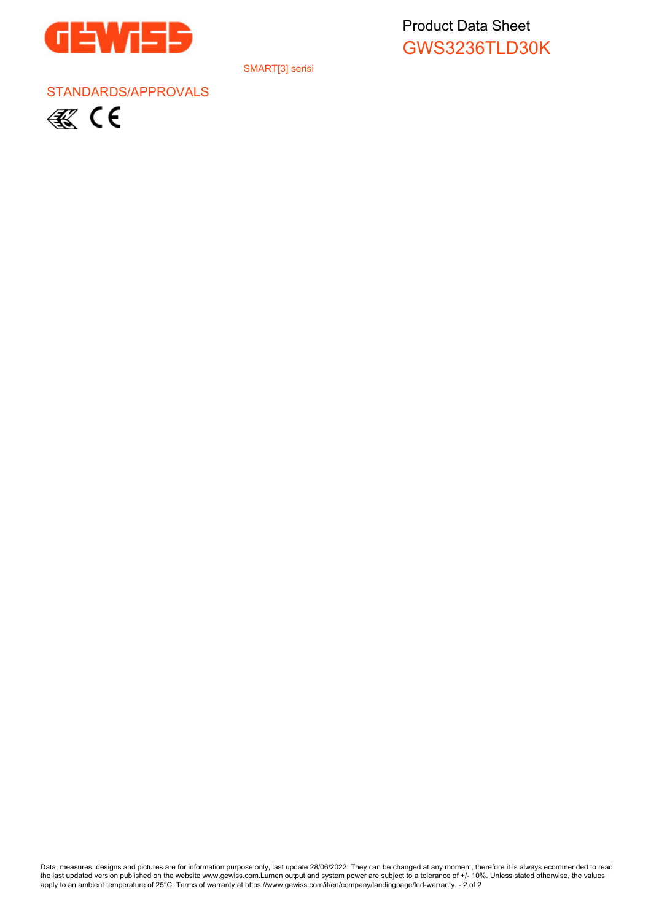Product Data Sheet

# GWS3236TLD30K

SMART[3] serisi

## STANDARDS/APPROVALS

Data, measures, designs and pictures are for information purpose only, last update 28/06/2022. They can be changed at any moment, therefore it is always ecommended to read the last updated version published on the website www.gewiss.com.Lumen output and system power are subject to a tolerance of +/- 10%. Unless stated otherwise, the values apply to an ambient temperature of 25°C. Terms of warranty at https://www.gewiss.com/it/en/company/landingpage/led-warranty.